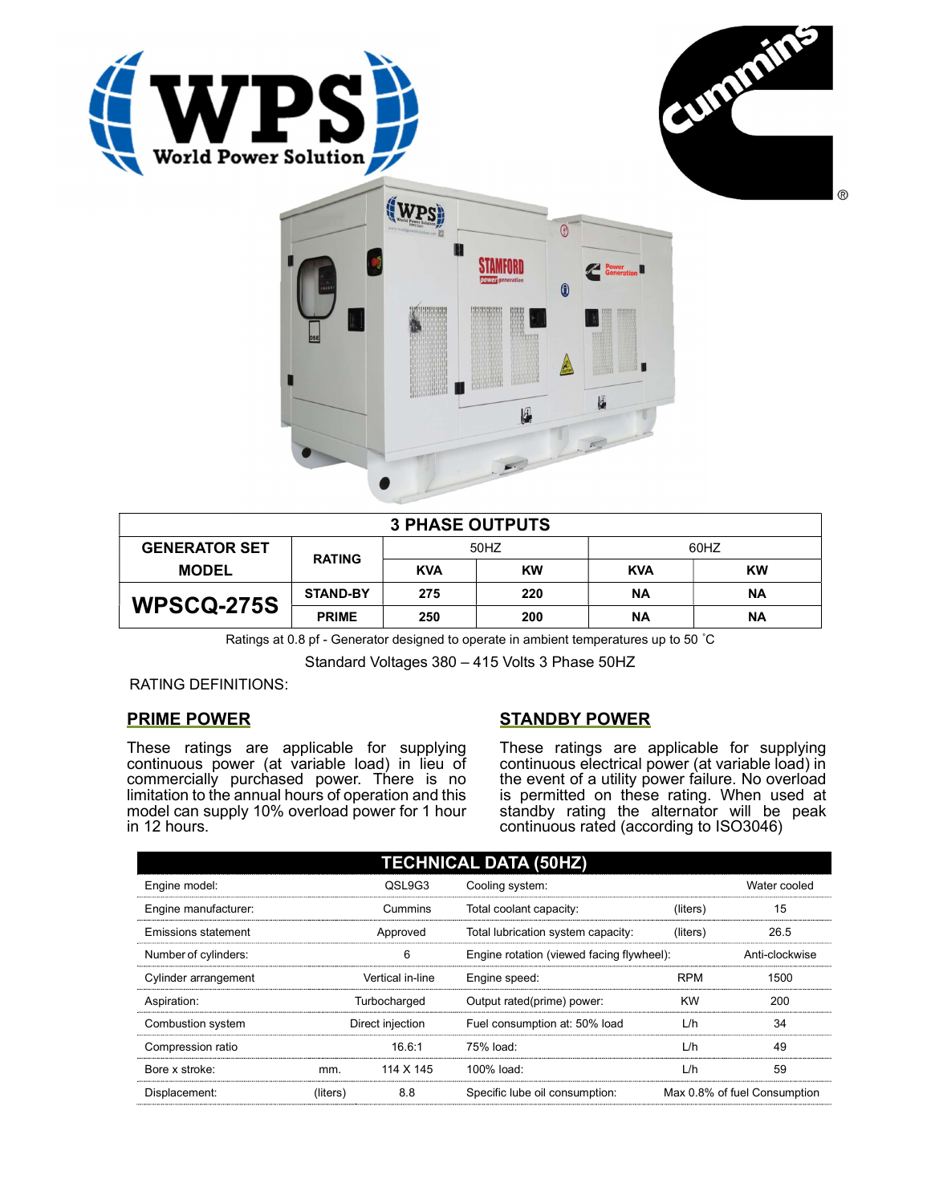## 3 PHASE OUTPUTS

| GENERATOR SET MODEL | RATING | 50HZ | | 60HZ | |
|---|---|---|---|---|---|
| | | KVA | KW | KVA | KW |
| WPSCQ-275S | STAND-BY | 275 | 220 | NA | NA |
| | PRIME | 250 | 200 | NA | NA |

Ratings at 0.8 pf - Generator designed to operate in ambient temperatures up to 50 ˚C

Standard Voltages 380 – 415 Volts 3 Phase 50HZ

RATING DEFINITIONS:

### PRIME POWER

These ratings are applicable for supplying continuous power (at variable load) in lieu of commercially purchased power. There is no limitation to the annual hours of operation and this model can supply 10% overload power for 1 hour in 12 hours.

### STANDBY POWER

These ratings are applicable for supplying continuous electrical power (at variable load) in the event of a utility power failure. No overload is permitted on these rating. When used at standby rating the alternator will be peak continuous rated (according to ISO3046)

## TECHNICAL DATA (50HZ)

| | | | | | |
|---|---|---|---|---|---|
| Engine model: | | QSL9G3 | Cooling system: | | Water cooled |
| Engine manufacturer: | | Cummins | Total coolant capacity: | (liters) | 15 |
| Emissions statement | | Approved | Total lubrication system capacity: | (liters) | 26.5 |
| Number of cylinders: | | 6 | Engine rotation (viewed facing flywheel): | | Anti-clockwise |
| Cylinder arrangement | | Vertical in-line | Engine speed: | RPM | 1500 |
| Aspiration: | | Turbocharged | Output rated(prime) power: | KW | 200 |
| Combustion system | | Direct injection | Fuel consumption at: 50% load | L/h | 34 |
| Compression ratio | | 16.6:1 | 75% load: | L/h | 49 |
| Bore x stroke: | mm. | 114 X 145 | 100% load: | L/h | 59 |
| Displacement: | (liters) | 8.8 | Specific lube oil consumption: | | Max 0.8% of fuel Consumption |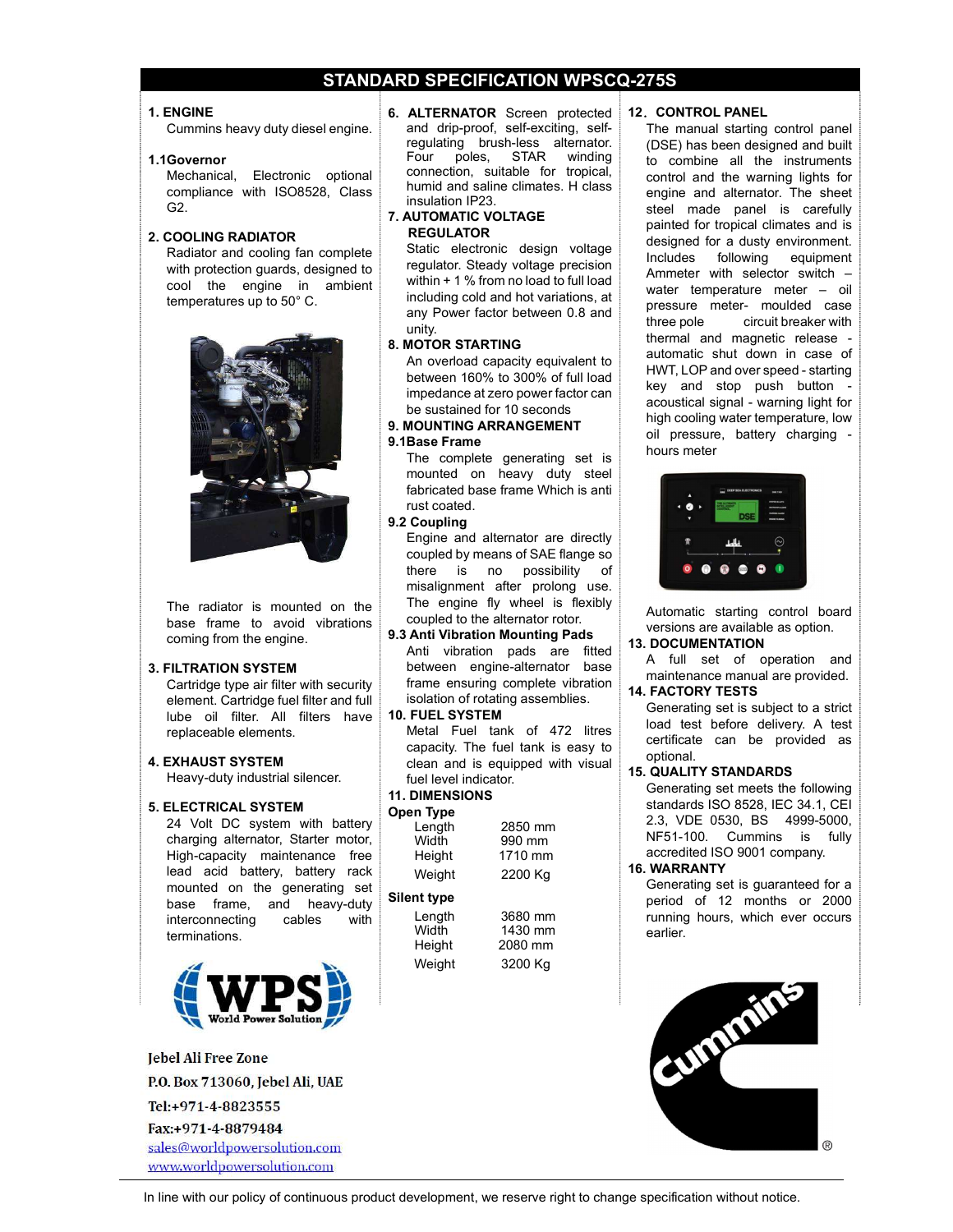# STANDARD SPECIFICATION WPSCQ-275S

## 1. ENGINE

Cummins heavy duty diesel engine.

### 1.1Governor

Mechanical, Electronic optional compliance with ISO8528, Class G2.

## 2. COOLING RADIATOR

Radiator and cooling fan complete with protection guards, designed to cool the engine in ambient temperatures up to 50° C.

The radiator is mounted on the base frame to avoid vibrations coming from the engine.

## 3. FILTRATION SYSTEM

Cartridge type air filter with security element. Cartridge fuel filter and full lube oil filter. All filters have replaceable elements.

## 4. EXHAUST SYSTEM

Heavy-duty industrial silencer.

## 5. ELECTRICAL SYSTEM

24 Volt DC system with battery charging alternator, Starter motor, High-capacity maintenance free lead acid battery, battery rack mounted on the generating set base frame, and heavy-duty interconnecting cables with terminations.

## 6. ALTERNATOR

Screen protected and drip-proof, self-exciting, self-regulating brush-less alternator. Four poles, STAR winding connection, suitable for tropical, humid and saline climates. H class insulation IP23.

## 7. AUTOMATIC VOLTAGE REGULATOR

Static electronic design voltage regulator. Steady voltage precision within + 1 % from no load to full load including cold and hot variations, at any Power factor between 0.8 and unity.

## 8. MOTOR STARTING

An overload capacity equivalent to between 160% to 300% of full load impedance at zero power factor can be sustained for 10 seconds

## 9. MOUNTING ARRANGEMENT

### 9.1Base Frame

The complete generating set is mounted on heavy duty steel fabricated base frame Which is anti rust coated.

### 9.2 Coupling

Engine and alternator are directly coupled by means of SAE flange so there is no possibility of misalignment after prolong use. The engine fly wheel is flexibly coupled to the alternator rotor.

### 9.3 Anti Vibration Mounting Pads

Anti vibration pads are fitted between engine-alternator base frame ensuring complete vibration isolation of rotating assemblies.

## 10. FUEL SYSTEM

Metal Fuel tank of 472 litres capacity. The fuel tank is easy to clean and is equipped with visual fuel level indicator.

## 11. DIMENSIONS

**Open Type**

| | |
|---|---|
| Length | 2850 mm |
| Width | 990 mm |
| Height | 1710 mm |
| Weight | 2200 Kg |

**Silent type**

| | |
|---|---|
| Length | 3680 mm |
| Width | 1430 mm |
| Height | 2080 mm |
| Weight | 3200 Kg |

## 12. CONTROL PANEL

The manual starting control panel (DSE) has been designed and built to combine all the instruments control and the warning lights for engine and alternator. The sheet steel made panel is carefully painted for tropical climates and is designed for a dusty environment. Includes following equipment Ammeter with selector switch – water temperature meter – oil pressure meter- moulded case three pole circuit breaker with thermal and magnetic release - automatic shut down in case of HWT, LOP and over speed - starting key and stop push button - acoustical signal - warning light for high cooling water temperature, low oil pressure, battery charging - hours meter

Automatic starting control board versions are available as option.

## 13. DOCUMENTATION

A full set of operation and maintenance manual are provided.

## 14. FACTORY TESTS

Generating set is subject to a strict load test before delivery. A test certificate can be provided as optional.

## 15. QUALITY STANDARDS

Generating set meets the following standards ISO 8528, IEC 34.1, CEI 2.3, VDE 0530, BS 4999-5000, NF51-100. Cummins is fully accredited ISO 9001 company.

## 16. WARRANTY

Generating set is guaranteed for a period of 12 months or 2000 running hours, which ever occurs earlier.

WPS World Power Solution

Jebel Ali Free Zone
P.O. Box 713060, Jebel Ali, UAE
Tel:+971-4-8823555
Fax:+971-4-8879484
sales@worldpowersolution.com
www.worldpowersolution.com

Cummins®

In line with our policy of continuous product development, we reserve right to change specification without notice.